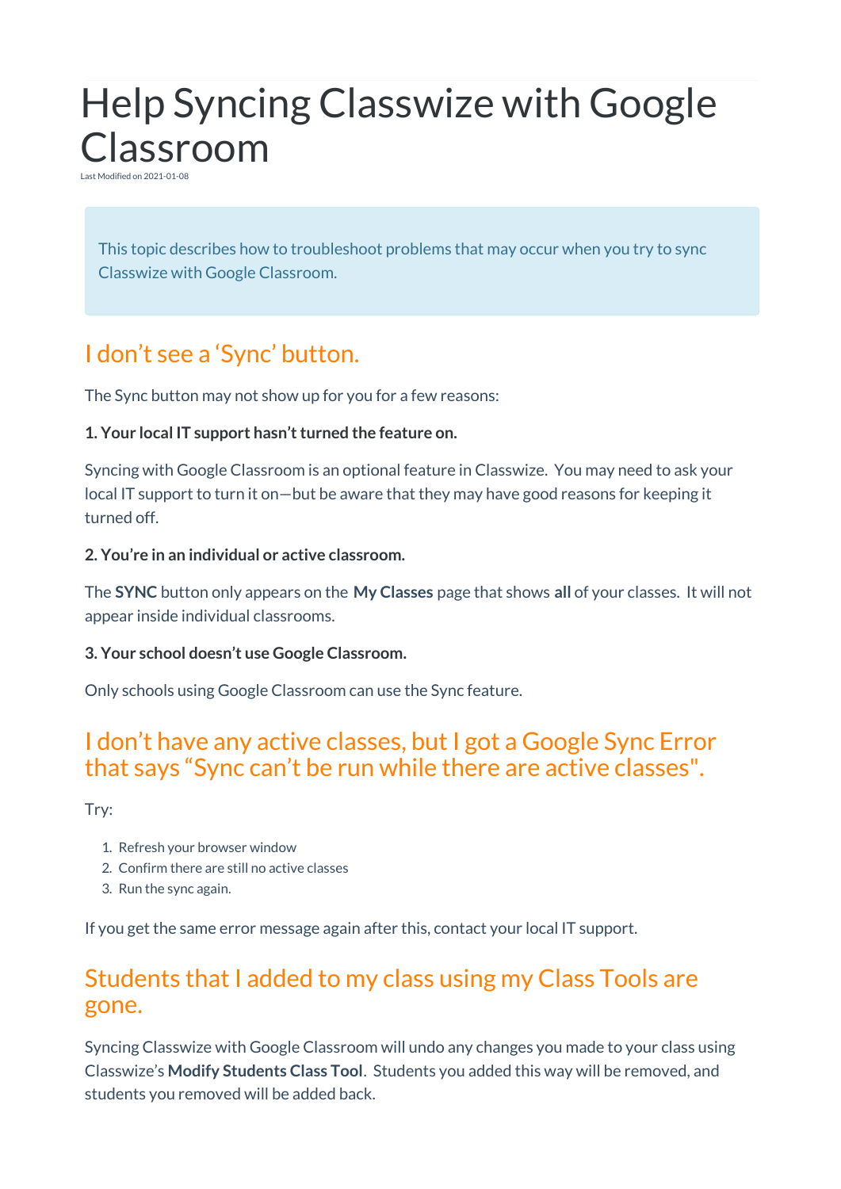# Help Syncing Classwize with Google Classroom

Last Modified on 2021-01-08

This topic describes how to troubleshoot problems that may occur when you try to sync Classwize with Google Classroom.

## I don't see a 'Sync' button.

The Sync button may not show up for you for a few reasons:

**1. Your local IT support hasn't turned the feature on.**

Syncing with Google Classroom is an optional feature in Classwize. You may need to ask your local IT support to turn it on—but be aware that they may have good reasons for keeping it turned off.

**2. You're in an individual or active classroom.**

The **SYNC** button only appears on the **My Classes** page that shows **all** of your classes. It will not appear inside individual classrooms.

**3. Your school doesn't use Google Classroom.**

Only schools using Google Classroom can use the Sync feature.

## I don't have any active classes, but I got a Google Sync Error that says "Sync can't be run while there are active classes".

Try:

1. Refresh your browser window
2. Confirm there are still no active classes
3. Run the sync again.

If you get the same error message again after this, contact your local IT support.

## Students that I added to my class using my Class Tools are gone.

Syncing Classwize with Google Classroom will undo any changes you made to your class using Classwize's **Modify Students Class Tool**. Students you added this way will be removed, and students you removed will be added back.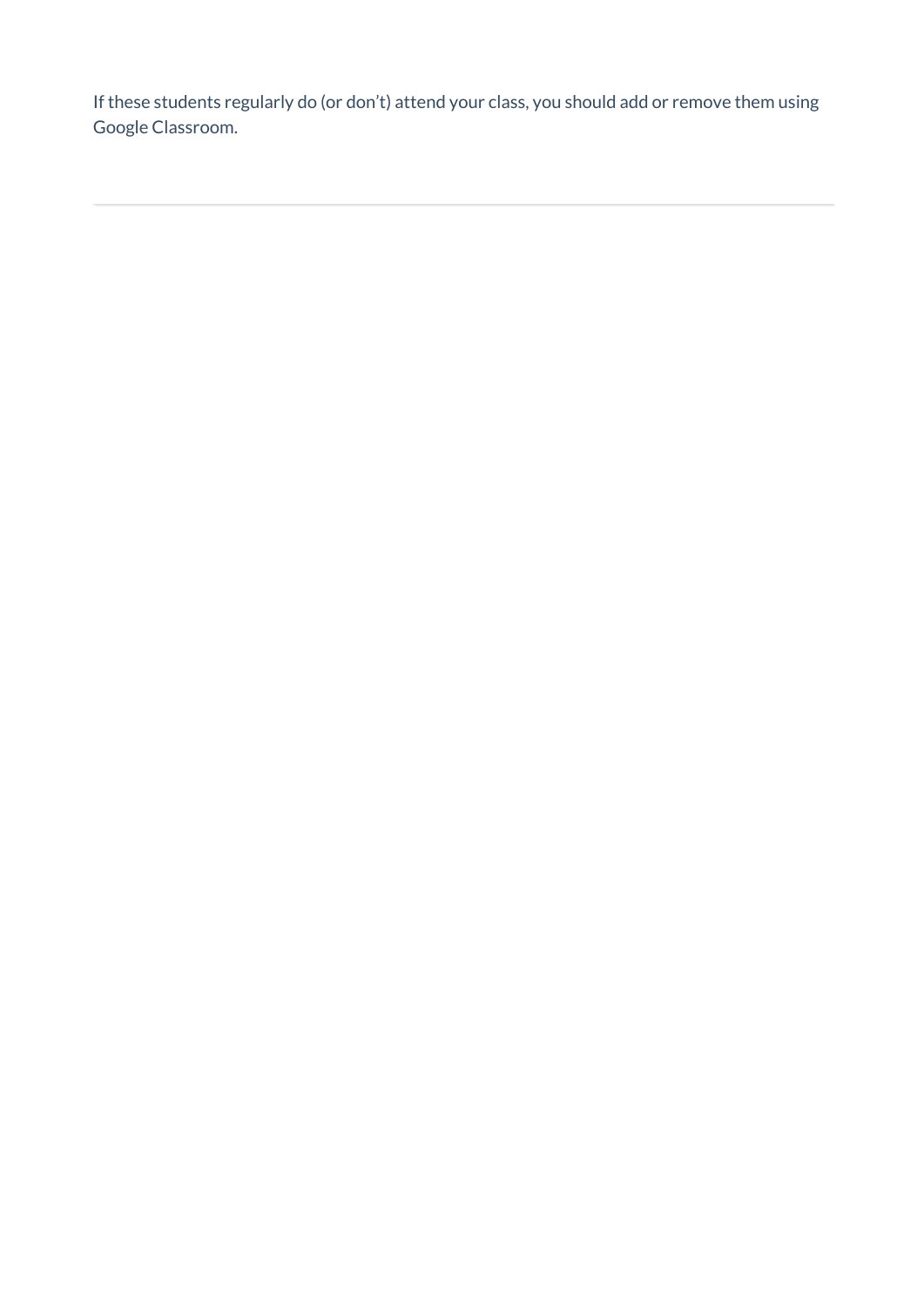If these students regularly do (or don't) attend your class, you should add or remove them using Google Classroom.

---